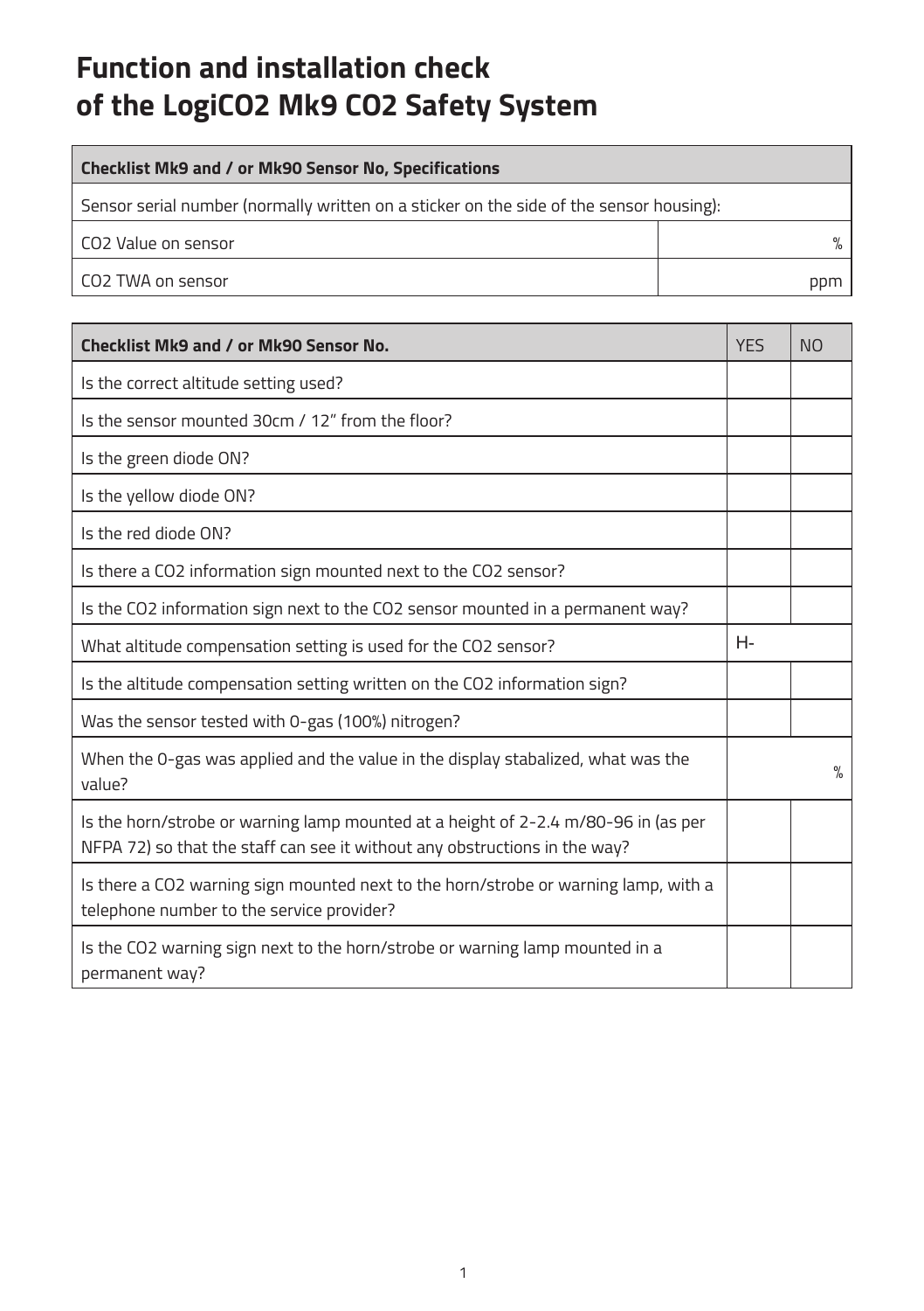# Function and installation check of the LogiCO2 Mk9 CO2 Safety System

| Checklist Mk9 and / or Mk90 Sensor No, Specifications | |
|---|---|
| Sensor serial number (normally written on a sticker on the side of the sensor housing): | |
| CO2 Value on sensor | % |
| CO2 TWA on sensor | ppm |

| Checklist Mk9 and / or Mk90 Sensor No. | YES | NO |
|---|---|---|
| Is the correct altitude setting used? | | |
| Is the sensor mounted 30cm / 12" from the floor? | | |
| Is the green diode ON? | | |
| Is the yellow diode ON? | | |
| Is the red diode ON? | | |
| Is there a CO2 information sign mounted next to the CO2 sensor? | | |
| Is the CO2 information sign next to the CO2 sensor mounted in a permanent way? | | |
| What altitude compensation setting is used for the CO2 sensor? | H- | |
| Is the altitude compensation setting written on the CO2 information sign? | | |
| Was the sensor tested with 0-gas (100%) nitrogen? | | |
| When the 0-gas was applied and the value in the display stabalized, what was the value? | | % |
| Is the horn/strobe or warning lamp mounted at a height of 2-2.4 m/80-96 in (as per NFPA 72) so that the staff can see it without any obstructions in the way? | | |
| Is there a CO2 warning sign mounted next to the horn/strobe or warning lamp, with a telephone number to the service provider? | | |
| Is the CO2 warning sign next to the horn/strobe or warning lamp mounted in a permanent way? | | |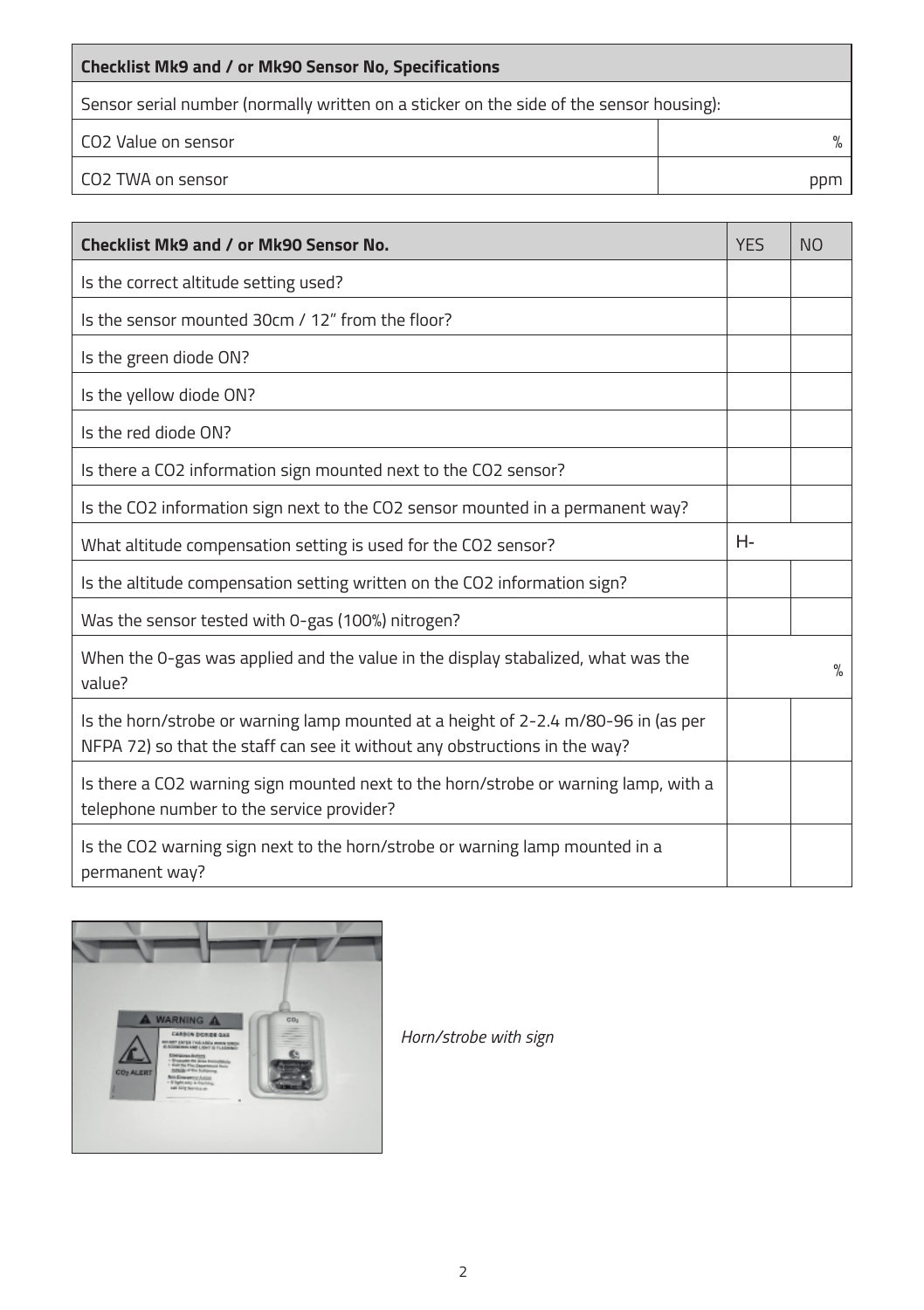| Checklist Mk9 and / or Mk90 Sensor No, Specifications | |
|---|---|
| Sensor serial number (normally written on a sticker on the side of the sensor housing): | |
| $CO_2$ Value on sensor | % |
| $CO_2$ TWA on sensor | ppm |

| Checklist Mk9 and / or Mk90 Sensor No. | YES | NO |
|---|---|---|
| Is the correct altitude setting used? | | |
| Is the sensor mounted 30cm / 12" from the floor? | | |
| Is the green diode ON? | | |
| Is the yellow diode ON? | | |
| Is the red diode ON? | | |
| Is there a $CO_2$ information sign mounted next to the $CO_2$ sensor? | | |
| Is the $CO_2$ information sign next to the $CO_2$ sensor mounted in a permanent way? | | |
| What altitude compensation setting is used for the $CO_2$ sensor? | H- | |
| Is the altitude compensation setting written on the $CO_2$ information sign? | | |
| Was the sensor tested with 0-gas (100%) nitrogen? | | |
| When the 0-gas was applied and the value in the display stabalized, what was the value? | | % |
| Is the horn/strobe or warning lamp mounted at a height of 2-2.4 m/80-96 in (as per NFPA 72) so that the staff can see it without any obstructions in the way? | | |
| Is there a $CO_2$ warning sign mounted next to the horn/strobe or warning lamp, with a telephone number to the service provider? | | |
| Is the $CO_2$ warning sign next to the horn/strobe or warning lamp mounted in a permanent way? | | |

*Horn/strobe with sign*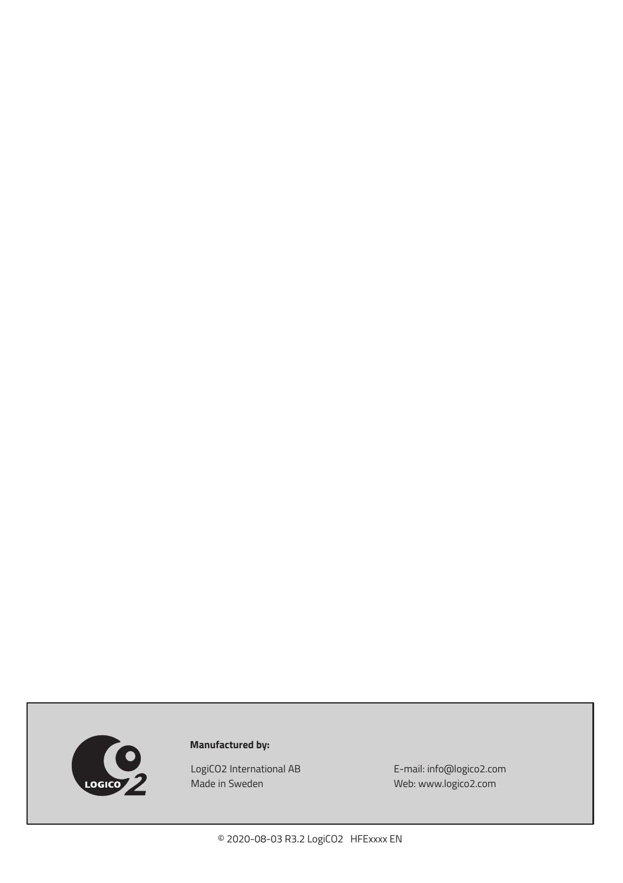**Manufactured by:**

LogiCO2 International AB
Made in Sweden

E-mail: info@logico2.com
Web: www.logico2.com

© 2020-08-03 R3.2 LogiCO2 HFExxxx EN